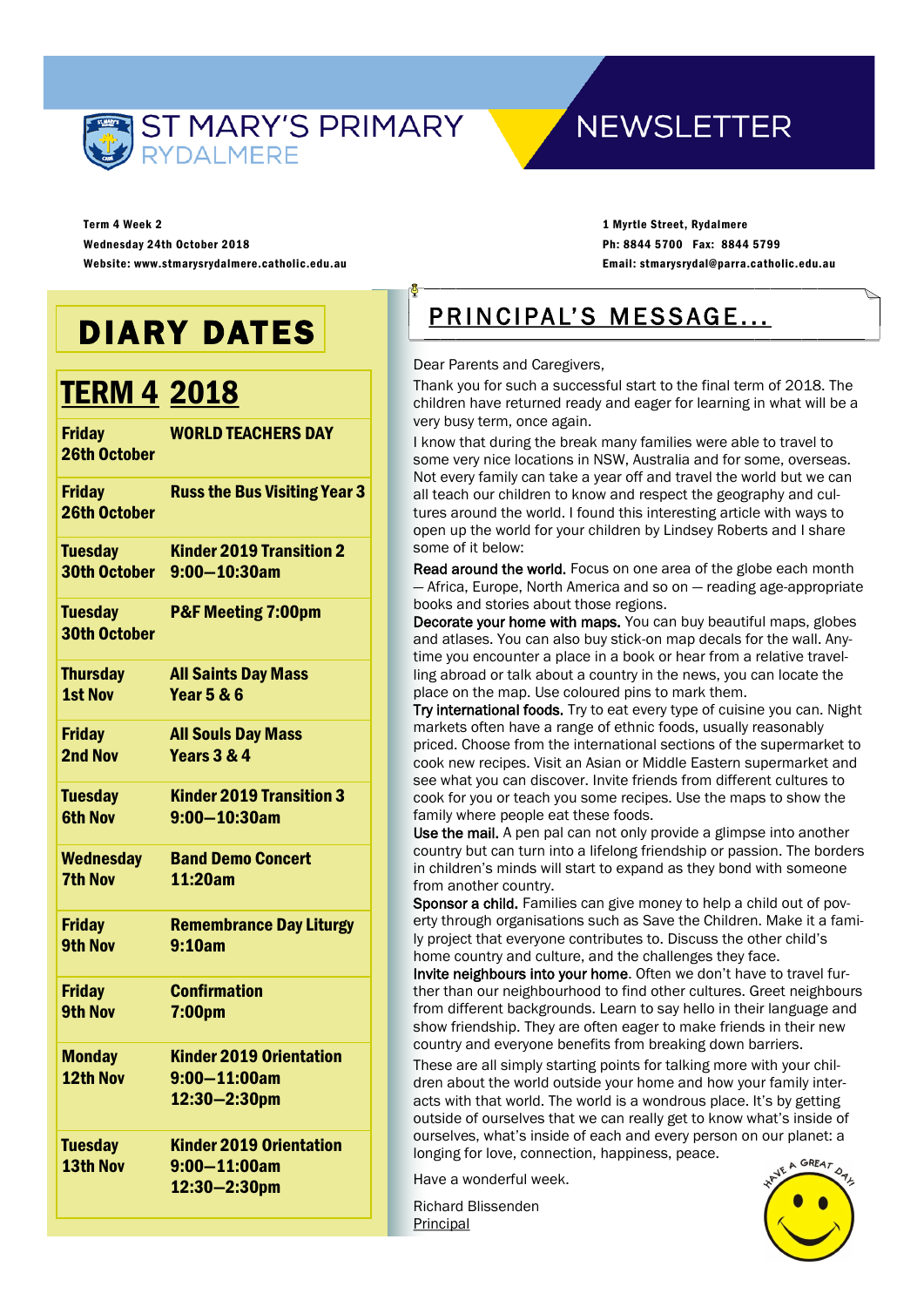# ST MARY'S PRIMARY RYDALMERE

# NEWSLETTER

**Term 4 Week 2**
**Wednesday 24th October 2018**
**Website: www.stmarysrydalmere.catholic.edu.au**

**1 Myrtle Street, Rydalmere**
**Ph: 8844 5700 Fax: 8844 5799**
**Email: stmarysrydal@parra.catholic.edu.au**

## DIARY DATES

| TERM 4 | 2018 |
|---|---|
| **Friday 26th October** | **WORLD TEACHERS DAY** |
| **Friday 26th October** | **Russ the Bus Visiting Year 3** |
| **Tuesday 30th October** | **Kinder 2019 Transition 2 9:00—10:30am** |
| **Tuesday 30th October** | **P&F Meeting 7:00pm** |
| **Thursday 1st Nov** | **All Saints Day Mass Year 5 & 6** |
| **Friday 2nd Nov** | **All Souls Day Mass Years 3 & 4** |
| **Tuesday 6th Nov** | **Kinder 2019 Transition 3 9:00—10:30am** |
| **Wednesday 7th Nov** | **Band Demo Concert 11:20am** |
| **Friday 9th Nov** | **Remembrance Day Liturgy 9:10am** |
| **Friday 9th Nov** | **Confirmation 7:00pm** |
| **Monday 12th Nov** | **Kinder 2019 Orientation 9:00—11:00am 12:30—2:30pm** |
| **Tuesday 13th Nov** | **Kinder 2019 Orientation 9:00—11:00am 12:30—2:30pm** |

## PRINCIPAL'S MESSAGE...

Dear Parents and Caregivers,

Thank you for such a successful start to the final term of 2018. The children have returned ready and eager for learning in what will be a very busy term, once again.

I know that during the break many families were able to travel to some very nice locations in NSW, Australia and for some, overseas. Not every family can take a year off and travel the world but we can all teach our children to know and respect the geography and cultures around the world. I found this interesting article with ways to open up the world for your children by Lindsey Roberts and I share some of it below:

**Read around the world.** Focus on one area of the globe each month — Africa, Europe, North America and so on — reading age-appropriate books and stories about those regions.

**Decorate your home with maps.** You can buy beautiful maps, globes and atlases. You can also buy stick-on map decals for the wall. Anytime you encounter a place in a book or hear from a relative travelling abroad or talk about a country in the news, you can locate the place on the map. Use coloured pins to mark them.

**Try international foods.** Try to eat every type of cuisine you can. Night markets often have a range of ethnic foods, usually reasonably priced. Choose from the international sections of the supermarket to cook new recipes. Visit an Asian or Middle Eastern supermarket and see what you can discover. Invite friends from different cultures to cook for you or teach you some recipes. Use the maps to show the family where people eat these foods.

**Use the mail.** A pen pal can not only provide a glimpse into another country but can turn into a lifelong friendship or passion. The borders in children's minds will start to expand as they bond with someone from another country.

**Sponsor a child.** Families can give money to help a child out of poverty through organisations such as Save the Children. Make it a family project that everyone contributes to. Discuss the other child's home country and culture, and the challenges they face.

**Invite neighbours into your home.** Often we don't have to travel further than our neighbourhood to find other cultures. Greet neighbours from different backgrounds. Learn to say hello in their language and show friendship. They are often eager to make friends in their new country and everyone benefits from breaking down barriers.

These are all simply starting points for talking more with your children about the world outside your home and how your family interacts with that world. The world is a wondrous place. It's by getting outside of ourselves that we can really get to know what's inside of ourselves, what's inside of each and every person on our planet: a longing for love, connection, happiness, peace.

Have a wonderful week.

Richard Blissenden
Principal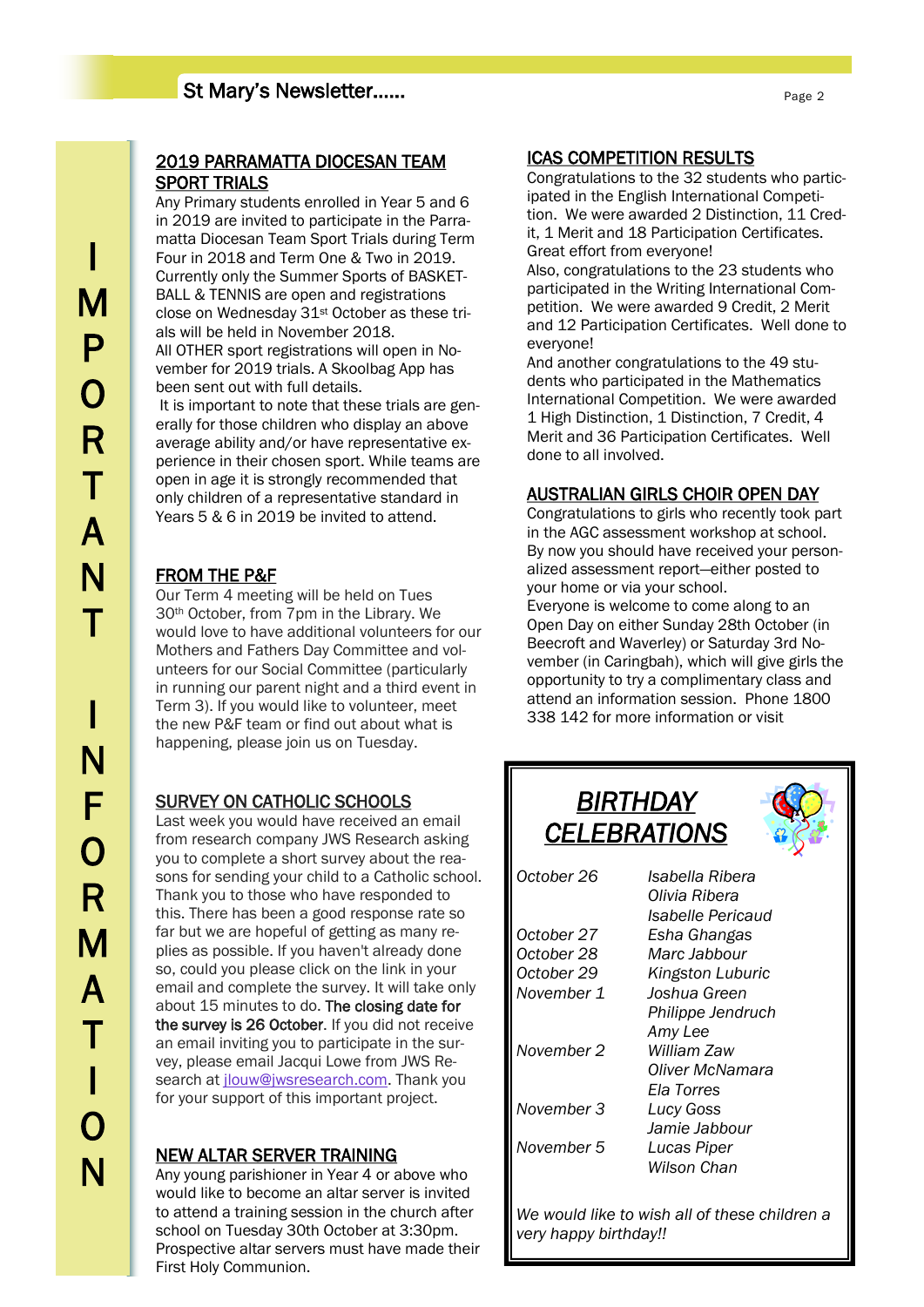## IMPORTANT INFORMATION

### 2019 PARRAMATTA DIOCESAN TEAM SPORT TRIALS

Any Primary students enrolled in Year 5 and 6 in 2019 are invited to participate in the Parramatta Diocesan Team Sport Trials during Term Four in 2018 and Term One & Two in 2019. Currently only the Summer Sports of BASKETBALL & TENNIS are open and registrations close on Wednesday 31st October as these trials will be held in November 2018.

All OTHER sport registrations will open in November for 2019 trials. A Skoolbag App has been sent out with full details.

It is important to note that these trials are generally for those children who display an above average ability and/or have representative experience in their chosen sport. While teams are open in age it is strongly recommended that only children of a representative standard in Years 5 & 6 in 2019 be invited to attend.

### FROM THE P&F

Our Term 4 meeting will be held on Tues 30th October, from 7pm in the Library. We would love to have additional volunteers for our Mothers and Fathers Day Committee and volunteers for our Social Committee (particularly in running our parent night and a third event in Term 3). If you would like to volunteer, meet the new P&F team or find out about what is happening, please join us on Tuesday.

### SURVEY ON CATHOLIC SCHOOLS

Last week you would have received an email from research company JWS Research asking you to complete a short survey about the reasons for sending your child to a Catholic school. Thank you to those who have responded to this. There has been a good response rate so far but we are hopeful of getting as many replies as possible. If you haven't already done so, could you please click on the link in your email and complete the survey. It will take only about 15 minutes to do. **The closing date for the survey is 26 October**. If you did not receive an email inviting you to participate in the survey, please email Jacqui Lowe from JWS Research at jlouw@jwsresearch.com. Thank you for your support of this important project.

### NEW ALTAR SERVER TRAINING

Any young parishioner in Year 4 or above who would like to become an altar server is invited to attend a training session in the church after school on Tuesday 30th October at 3:30pm. Prospective altar servers must have made their First Holy Communion.

### ICAS COMPETITION RESULTS

Congratulations to the 32 students who participated in the English International Competition. We were awarded 2 Distinction, 11 Credit, 1 Merit and 18 Participation Certificates. Great effort from everyone!

Also, congratulations to the 23 students who participated in the Writing International Competition. We were awarded 9 Credit, 2 Merit and 12 Participation Certificates. Well done to everyone!

And another congratulations to the 49 students who participated in the Mathematics International Competition. We were awarded 1 High Distinction, 1 Distinction, 7 Credit, 4 Merit and 36 Participation Certificates. Well done to all involved.

### AUSTRALIAN GIRLS CHOIR OPEN DAY

Congratulations to girls who recently took part in the AGC assessment workshop at school. By now you should have received your personalized assessment report—either posted to your home or via your school.

Everyone is welcome to come along to an Open Day on either Sunday 28th October (in Beecroft and Waverley) or Saturday 3rd November (in Caringbah), which will give girls the opportunity to try a complimentary class and attend an information session. Phone 1800 338 142 for more information or visit

### *BIRTHDAY CELEBRATIONS*

| | |
|---|---|
| *October 26* | *Isabella Ribera* |
| | *Olivia Ribera* |
| | *Isabelle Pericaud* |
| *October 27* | *Esha Ghangas* |
| *October 28* | *Marc Jabbour* |
| *October 29* | *Kingston Luburic* |
| *November 1* | *Joshua Green* |
| | *Philippe Jendruch* |
| | *Amy Lee* |
| *November 2* | *William Zaw* |
| | *Oliver McNamara* |
| | *Ela Torres* |
| *November 3* | *Lucy Goss* |
| | *Jamie Jabbour* |
| *November 5* | *Lucas Piper* |
| | *Wilson Chan* |

*We would like to wish all of these children a very happy birthday!!*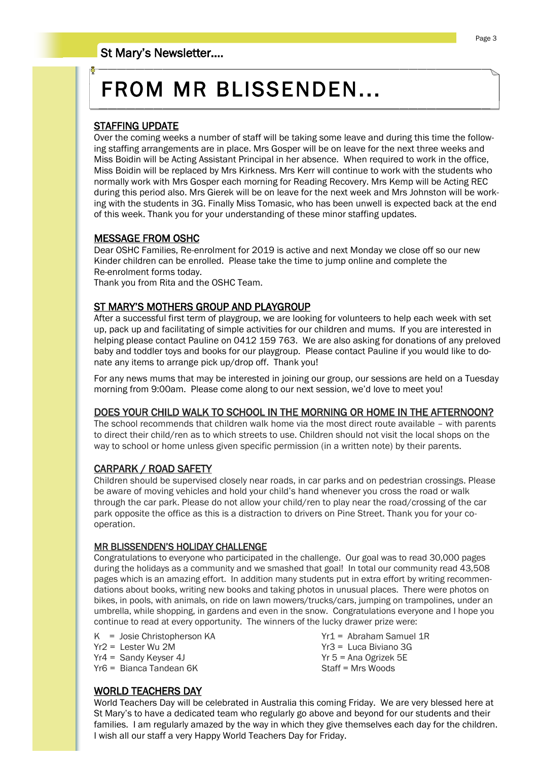# FROM MR BLISSENDEN...

## STAFFING UPDATE

Over the coming weeks a number of staff will be taking some leave and during this time the following staffing arrangements are in place. Mrs Gosper will be on leave for the next three weeks and Miss Boidin will be Acting Assistant Principal in her absence. When required to work in the office, Miss Boidin will be replaced by Mrs Kirkness. Mrs Kerr will continue to work with the students who normally work with Mrs Gosper each morning for Reading Recovery. Mrs Kemp will be Acting REC during this period also. Mrs Gierek will be on leave for the next week and Mrs Johnston will be working with the students in 3G. Finally Miss Tomasic, who has been unwell is expected back at the end of this week. Thank you for your understanding of these minor staffing updates.

## MESSAGE FROM OSHC

Dear OSHC Families, Re-enrolment for 2019 is active and next Monday we close off so our new Kinder children can be enrolled. Please take the time to jump online and complete the Re-enrolment forms today.

Thank you from Rita and the OSHC Team.

## ST MARY'S MOTHERS GROUP AND PLAYGROUP

After a successful first term of playgroup, we are looking for volunteers to help each week with set up, pack up and facilitating of simple activities for our children and mums. If you are interested in helping please contact Pauline on 0412 159 763. We are also asking for donations of any preloved baby and toddler toys and books for our playgroup. Please contact Pauline if you would like to donate any items to arrange pick up/drop off. Thank you!

For any news mums that may be interested in joining our group, our sessions are held on a Tuesday morning from 9:00am. Please come along to our next session, we'd love to meet you!

## DOES YOUR CHILD WALK TO SCHOOL IN THE MORNING OR HOME IN THE AFTERNOON?

The school recommends that children walk home via the most direct route available – with parents to direct their child/ren as to which streets to use. Children should not visit the local shops on the way to school or home unless given specific permission (in a written note) by their parents.

## CARPARK / ROAD SAFETY

Children should be supervised closely near roads, in car parks and on pedestrian crossings. Please be aware of moving vehicles and hold your child's hand whenever you cross the road or walk through the car park. Please do not allow your child/ren to play near the road/crossing of the car park opposite the office as this is a distraction to drivers on Pine Street. Thank you for your co-operation.

## MR BLISSENDEN'S HOLIDAY CHALLENGE

Congratulations to everyone who participated in the challenge. Our goal was to read 30,000 pages during the holidays as a community and we smashed that goal! In total our community read 43,508 pages which is an amazing effort. In addition many students put in extra effort by writing recommendations about books, writing new books and taking photos in unusual places. There were photos on bikes, in pools, with animals, on ride on lawn mowers/trucks/cars, jumping on trampolines, under an umbrella, while shopping, in gardens and even in the snow. Congratulations everyone and I hope you continue to read at every opportunity. The winners of the lucky drawer prize were:

- K = Josie Christopherson KA
- Yr1 = Abraham Samuel 1R
- Yr2 = Lester Wu 2M
- Yr3 = Luca Biviano 3G
- Yr4 = Sandy Keyser 4J
- Yr 5 = Ana Ogrizek 5E
- Yr6 = Bianca Tandean 6K
- Staff = Mrs Woods

## WORLD TEACHERS DAY

World Teachers Day will be celebrated in Australia this coming Friday. We are very blessed here at St Mary's to have a dedicated team who regularly go above and beyond for our students and their families. I am regularly amazed by the way in which they give themselves each day for the children. I wish all our staff a very Happy World Teachers Day for Friday.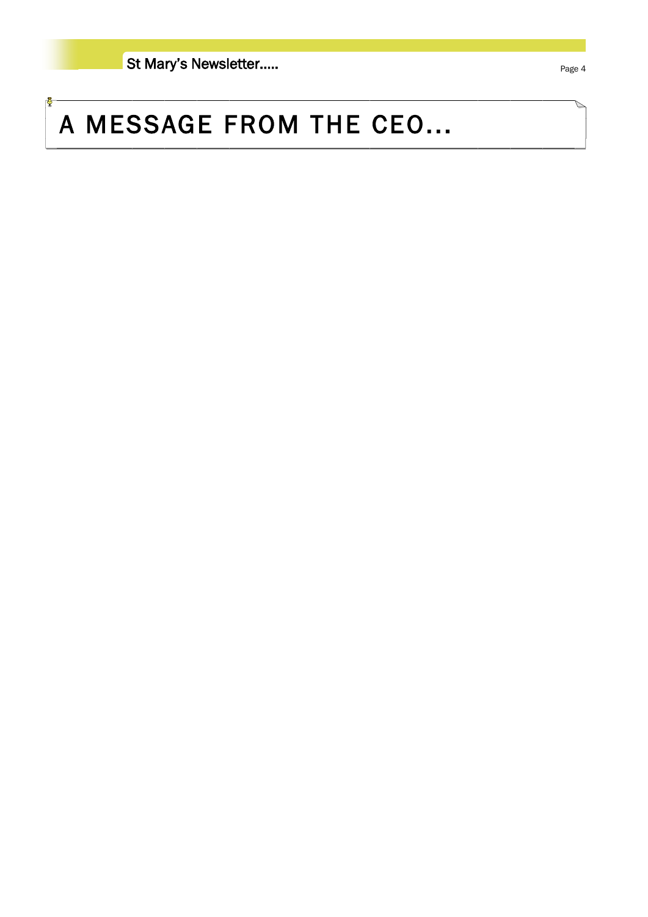# A MESSAGE FROM THE CEO...